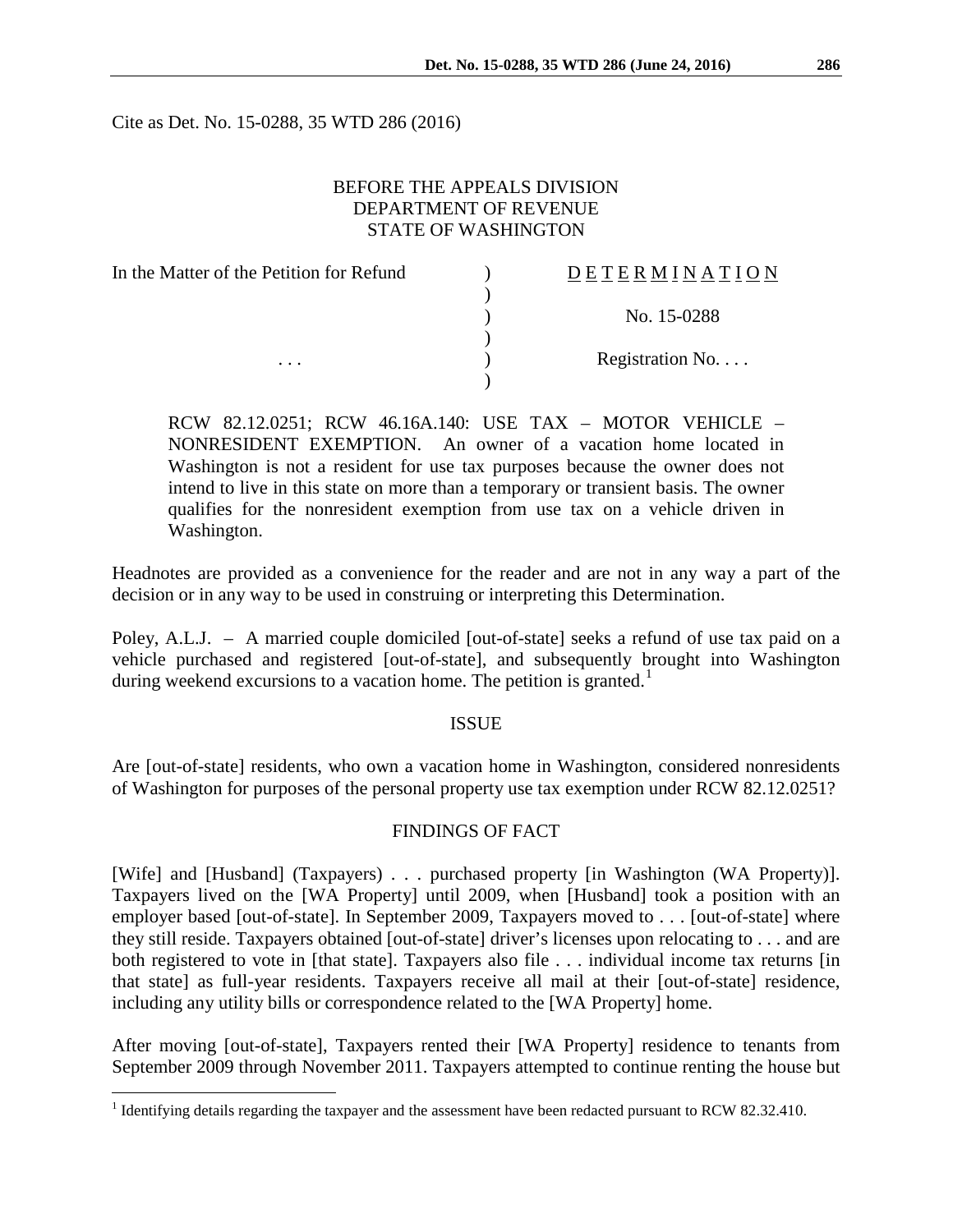Cite as Det. No. 15-0288, 35 WTD 286 (2016)

BEFORE THE APPEALS DIVISION
DEPARTMENT OF REVENUE
STATE OF WASHINGTON

| In the Matter of the Petition for Refund | ) | D E T E R M I N A T I O N |
|---|---|---|
| | ) | |
| | ) | No. 15-0288 |
| | ) | |
| . . . | ) | Registration No. . . . |
| | ) | |

RCW 82.12.0251; RCW 46.16A.140: USE TAX – MOTOR VEHICLE – NONRESIDENT EXEMPTION. An owner of a vacation home located in Washington is not a resident for use tax purposes because the owner does not intend to live in this state on more than a temporary or transient basis. The owner qualifies for the nonresident exemption from use tax on a vehicle driven in Washington.

Headnotes are provided as a convenience for the reader and are not in any way a part of the decision or in any way to be used in construing or interpreting this Determination.

Poley, A.L.J. – A married couple domiciled [out-of-state] seeks a refund of use tax paid on a vehicle purchased and registered [out-of-state], and subsequently brought into Washington during weekend excursions to a vacation home. The petition is granted.[1]

## ISSUE

Are [out-of-state] residents, who own a vacation home in Washington, considered nonresidents of Washington for purposes of the personal property use tax exemption under RCW 82.12.0251?

## FINDINGS OF FACT

[Wife] and [Husband] (Taxpayers) . . . purchased property [in Washington (WA Property)]. Taxpayers lived on the [WA Property] until 2009, when [Husband] took a position with an employer based [out-of-state]. In September 2009, Taxpayers moved to . . . [out-of-state] where they still reside. Taxpayers obtained [out-of-state] driver's licenses upon relocating to . . . and are both registered to vote in [that state]. Taxpayers also file . . . individual income tax returns [in that state] as full-year residents. Taxpayers receive all mail at their [out-of-state] residence, including any utility bills or correspondence related to the [WA Property] home.

After moving [out-of-state], Taxpayers rented their [WA Property] residence to tenants from September 2009 through November 2011. Taxpayers attempted to continue renting the house but

[1] Identifying details regarding the taxpayer and the assessment have been redacted pursuant to RCW 82.32.410.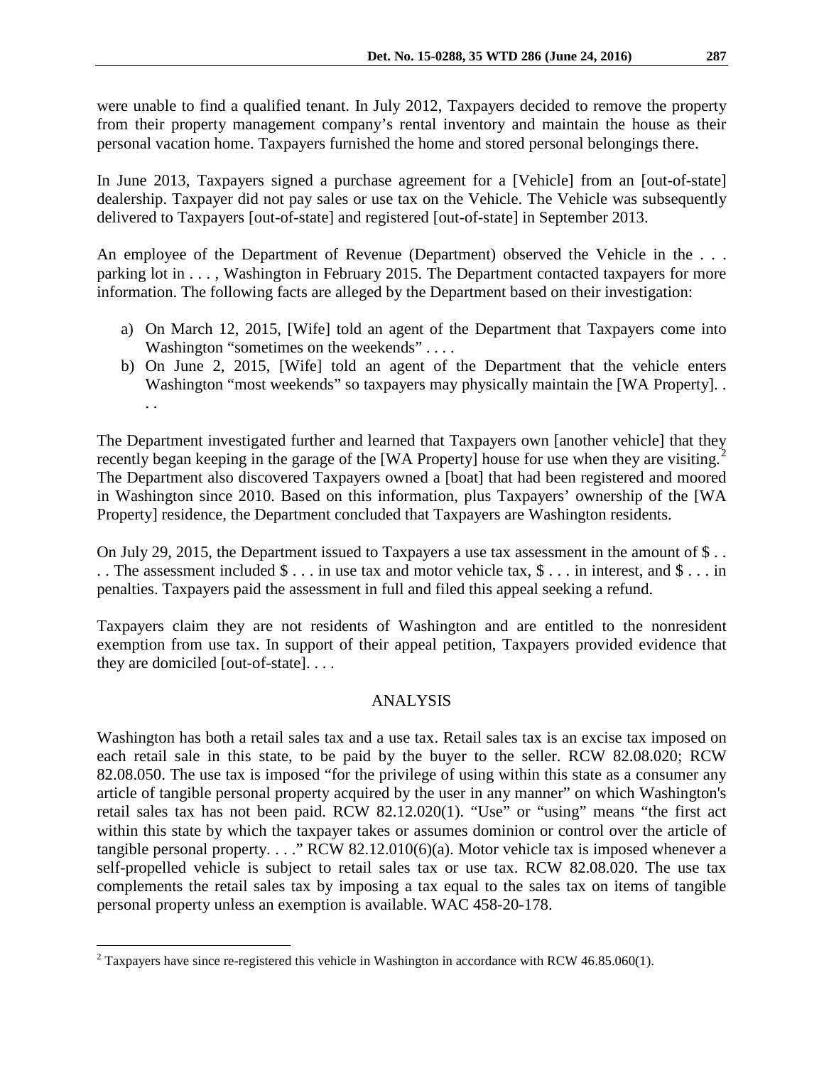were unable to find a qualified tenant. In July 2012, Taxpayers decided to remove the property from their property management company's rental inventory and maintain the house as their personal vacation home. Taxpayers furnished the home and stored personal belongings there.

In June 2013, Taxpayers signed a purchase agreement for a [Vehicle] from an [out-of-state] dealership. Taxpayer did not pay sales or use tax on the Vehicle. The Vehicle was subsequently delivered to Taxpayers [out-of-state] and registered [out-of-state] in September 2013.

An employee of the Department of Revenue (Department) observed the Vehicle in the . . . parking lot in . . . , Washington in February 2015. The Department contacted taxpayers for more information. The following facts are alleged by the Department based on their investigation:

a) On March 12, 2015, [Wife] told an agent of the Department that Taxpayers come into Washington "sometimes on the weekends" . . . .
b) On June 2, 2015, [Wife] told an agent of the Department that the vehicle enters Washington "most weekends" so taxpayers may physically maintain the [WA Property]. . . .

The Department investigated further and learned that Taxpayers own [another vehicle] that they recently began keeping in the garage of the [WA Property] house for use when they are visiting.[2] The Department also discovered Taxpayers owned a [boat] that had been registered and moored in Washington since 2010. Based on this information, plus Taxpayers' ownership of the [WA Property] residence, the Department concluded that Taxpayers are Washington residents.

On July 29, 2015, the Department issued to Taxpayers a use tax assessment in the amount of $ . . . . The assessment included $ . . . in use tax and motor vehicle tax, $ . . . in interest, and $ . . . in penalties. Taxpayers paid the assessment in full and filed this appeal seeking a refund.

Taxpayers claim they are not residents of Washington and are entitled to the nonresident exemption from use tax. In support of their appeal petition, Taxpayers provided evidence that they are domiciled [out-of-state]. . . .

## ANALYSIS

Washington has both a retail sales tax and a use tax. Retail sales tax is an excise tax imposed on each retail sale in this state, to be paid by the buyer to the seller. RCW 82.08.020; RCW 82.08.050. The use tax is imposed "for the privilege of using within this state as a consumer any article of tangible personal property acquired by the user in any manner" on which Washington's retail sales tax has not been paid. RCW 82.12.020(1). "Use" or "using" means "the first act within this state by which the taxpayer takes or assumes dominion or control over the article of tangible personal property. . . ." RCW 82.12.010(6)(a). Motor vehicle tax is imposed whenever a self-propelled vehicle is subject to retail sales tax or use tax. RCW 82.08.020. The use tax complements the retail sales tax by imposing a tax equal to the sales tax on items of tangible personal property unless an exemption is available. WAC 458-20-178.

---

[2] Taxpayers have since re-registered this vehicle in Washington in accordance with RCW 46.85.060(1).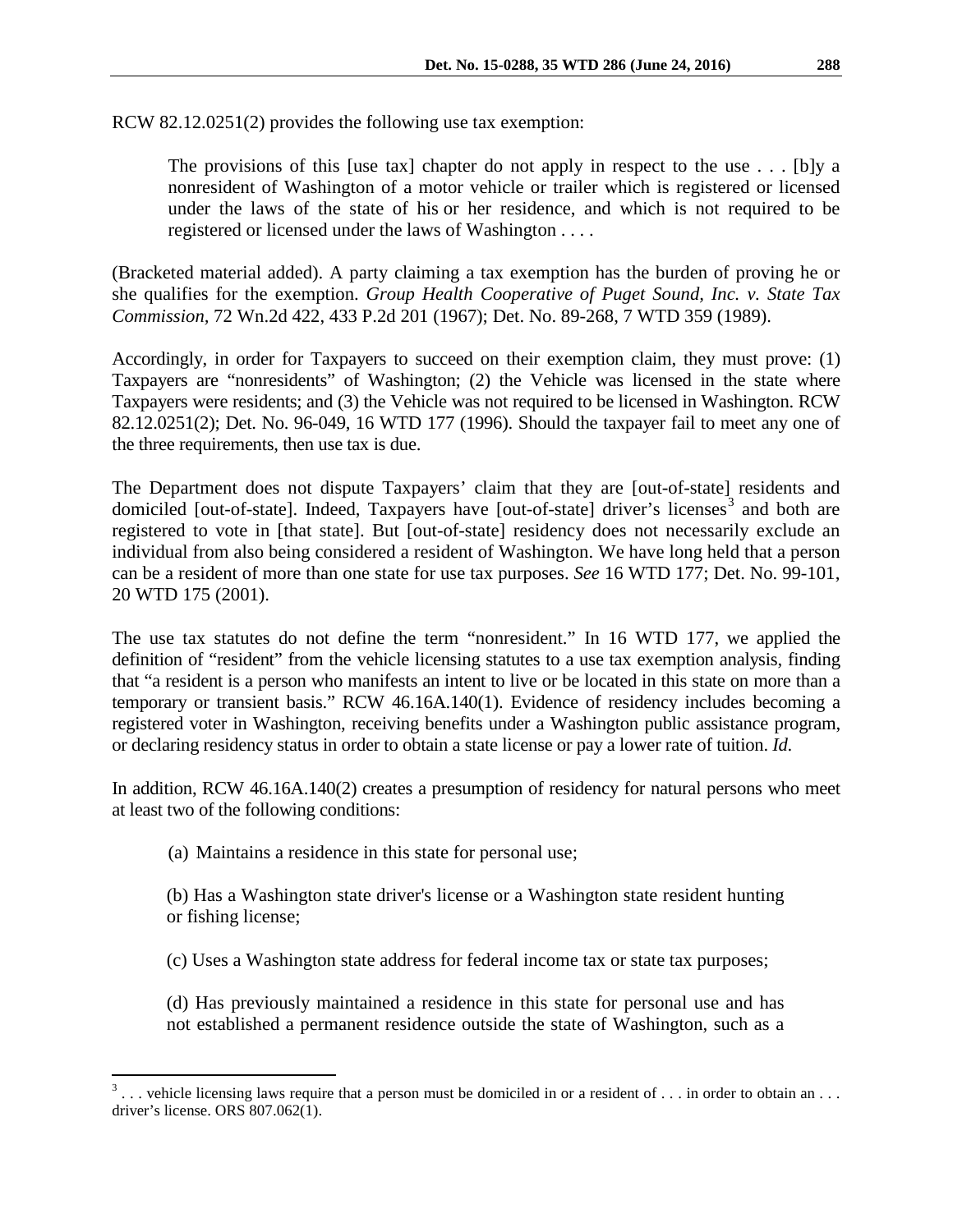RCW 82.12.0251(2) provides the following use tax exemption:

> The provisions of this [use tax] chapter do not apply in respect to the use . . . [b]y a nonresident of Washington of a motor vehicle or trailer which is registered or licensed under the laws of the state of his or her residence, and which is not required to be registered or licensed under the laws of Washington . . . .

(Bracketed material added). A party claiming a tax exemption has the burden of proving he or she qualifies for the exemption. *Group Health Cooperative of Puget Sound, Inc. v. State Tax Commission*, 72 Wn.2d 422, 433 P.2d 201 (1967); Det. No. 89-268, 7 WTD 359 (1989).

Accordingly, in order for Taxpayers to succeed on their exemption claim, they must prove: (1) Taxpayers are "nonresidents" of Washington; (2) the Vehicle was licensed in the state where Taxpayers were residents; and (3) the Vehicle was not required to be licensed in Washington. RCW 82.12.0251(2); Det. No. 96-049, 16 WTD 177 (1996). Should the taxpayer fail to meet any one of the three requirements, then use tax is due.

The Department does not dispute Taxpayers' claim that they are [out-of-state] residents and domiciled [out-of-state]. Indeed, Taxpayers have [out-of-state] driver's licenses[3] and both are registered to vote in [that state]. But [out-of-state] residency does not necessarily exclude an individual from also being considered a resident of Washington. We have long held that a person can be a resident of more than one state for use tax purposes. *See* 16 WTD 177; Det. No. 99-101, 20 WTD 175 (2001).

The use tax statutes do not define the term "nonresident." In 16 WTD 177, we applied the definition of "resident" from the vehicle licensing statutes to a use tax exemption analysis, finding that "a resident is a person who manifests an intent to live or be located in this state on more than a temporary or transient basis." RCW 46.16A.140(1). Evidence of residency includes becoming a registered voter in Washington, receiving benefits under a Washington public assistance program, or declaring residency status in order to obtain a state license or pay a lower rate of tuition. *Id.*

In addition, RCW 46.16A.140(2) creates a presumption of residency for natural persons who meet at least two of the following conditions:

> (a) Maintains a residence in this state for personal use;
>
> (b) Has a Washington state driver's license or a Washington state resident hunting or fishing license;
>
> (c) Uses a Washington state address for federal income tax or state tax purposes;
>
> (d) Has previously maintained a residence in this state for personal use and has not established a permanent residence outside the state of Washington, such as a

---

[3] . . . vehicle licensing laws require that a person must be domiciled in or a resident of . . . in order to obtain an . . . driver's license. ORS 807.062(1).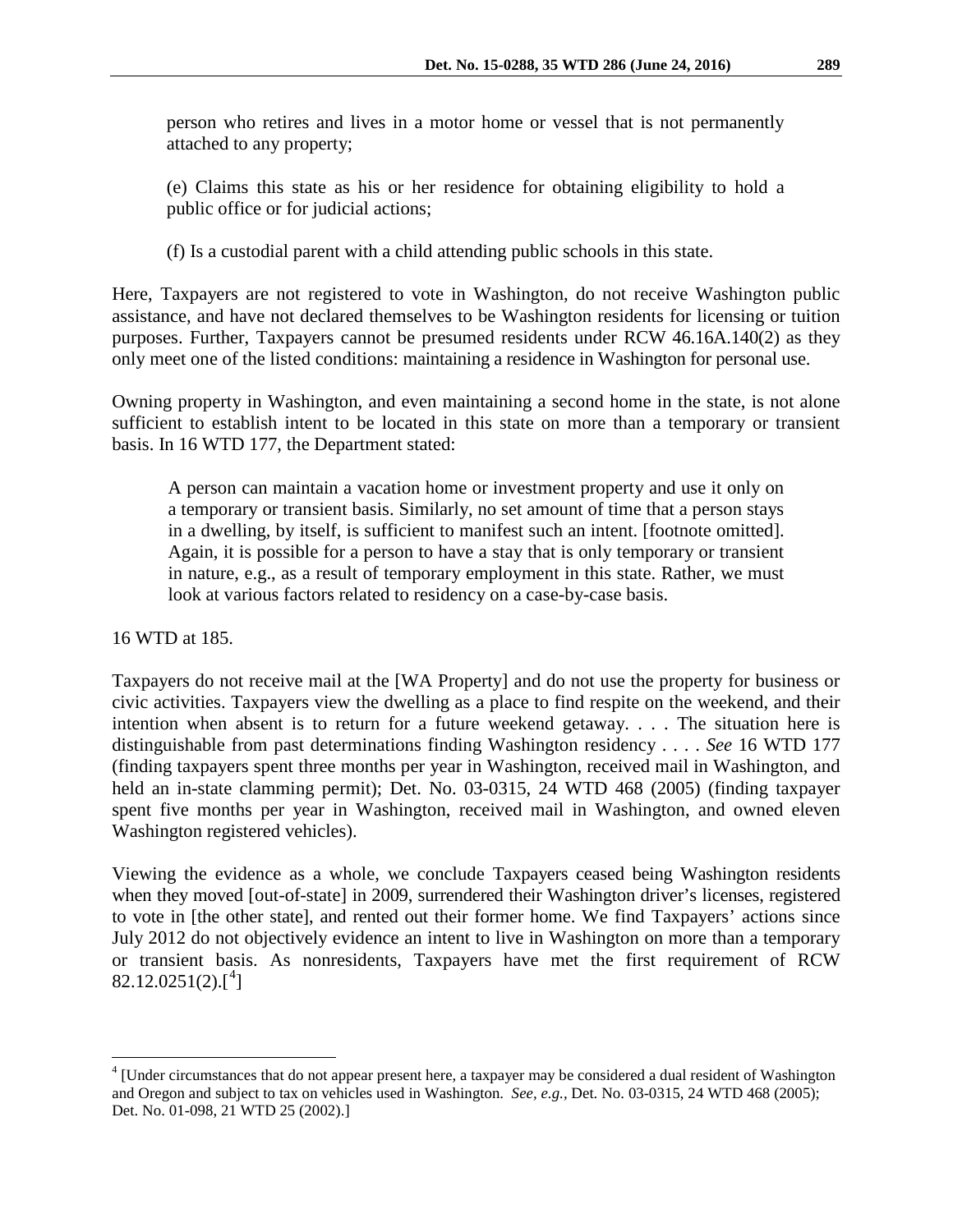> person who retires and lives in a motor home or vessel that is not permanently attached to any property;
>
> (e) Claims this state as his or her residence for obtaining eligibility to hold a public office or for judicial actions;
>
> (f) Is a custodial parent with a child attending public schools in this state.

Here, Taxpayers are not registered to vote in Washington, do not receive Washington public assistance, and have not declared themselves to be Washington residents for licensing or tuition purposes. Further, Taxpayers cannot be presumed residents under RCW 46.16A.140(2) as they only meet one of the listed conditions: maintaining a residence in Washington for personal use.

Owning property in Washington, and even maintaining a second home in the state, is not alone sufficient to establish intent to be located in this state on more than a temporary or transient basis. In 16 WTD 177, the Department stated:

> A person can maintain a vacation home or investment property and use it only on a temporary or transient basis. Similarly, no set amount of time that a person stays in a dwelling, by itself, is sufficient to manifest such an intent. [footnote omitted]. Again, it is possible for a person to have a stay that is only temporary or transient in nature, e.g., as a result of temporary employment in this state. Rather, we must look at various factors related to residency on a case-by-case basis.

16 WTD at 185.

Taxpayers do not receive mail at the [WA Property] and do not use the property for business or civic activities. Taxpayers view the dwelling as a place to find respite on the weekend, and their intention when absent is to return for a future weekend getaway. . . . The situation here is distinguishable from past determinations finding Washington residency . . . . *See* 16 WTD 177 (finding taxpayers spent three months per year in Washington, received mail in Washington, and held an in-state clamming permit); Det. No. 03-0315, 24 WTD 468 (2005) (finding taxpayer spent five months per year in Washington, received mail in Washington, and owned eleven Washington registered vehicles).

Viewing the evidence as a whole, we conclude Taxpayers ceased being Washington residents when they moved [out-of-state] in 2009, surrendered their Washington driver's licenses, registered to vote in [the other state], and rented out their former home. We find Taxpayers' actions since July 2012 do not objectively evidence an intent to live in Washington on more than a temporary or transient basis. As nonresidents, Taxpayers have met the first requirement of RCW 82.12.0251(2).[4]

---

[4] [Under circumstances that do not appear present here, a taxpayer may be considered a dual resident of Washington and Oregon and subject to tax on vehicles used in Washington. *See, e.g.*, Det. No. 03-0315, 24 WTD 468 (2005); Det. No. 01-098, 21 WTD 25 (2002).]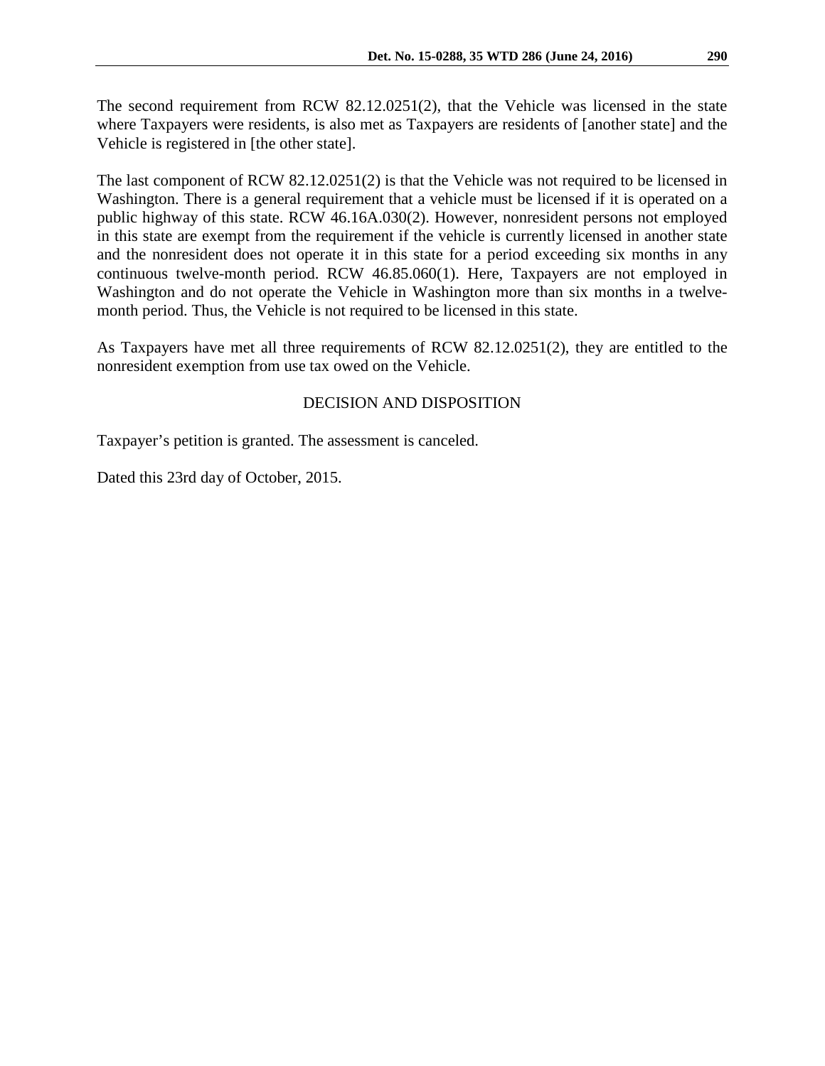The second requirement from RCW 82.12.0251(2), that the Vehicle was licensed in the state where Taxpayers were residents, is also met as Taxpayers are residents of [another state] and the Vehicle is registered in [the other state].

The last component of RCW 82.12.0251(2) is that the Vehicle was not required to be licensed in Washington. There is a general requirement that a vehicle must be licensed if it is operated on a public highway of this state. RCW 46.16A.030(2). However, nonresident persons not employed in this state are exempt from the requirement if the vehicle is currently licensed in another state and the nonresident does not operate it in this state for a period exceeding six months in any continuous twelve-month period. RCW 46.85.060(1). Here, Taxpayers are not employed in Washington and do not operate the Vehicle in Washington more than six months in a twelve-month period. Thus, the Vehicle is not required to be licensed in this state.

As Taxpayers have met all three requirements of RCW 82.12.0251(2), they are entitled to the nonresident exemption from use tax owed on the Vehicle.

## DECISION AND DISPOSITION

Taxpayer's petition is granted. The assessment is canceled.

Dated this 23rd day of October, 2015.